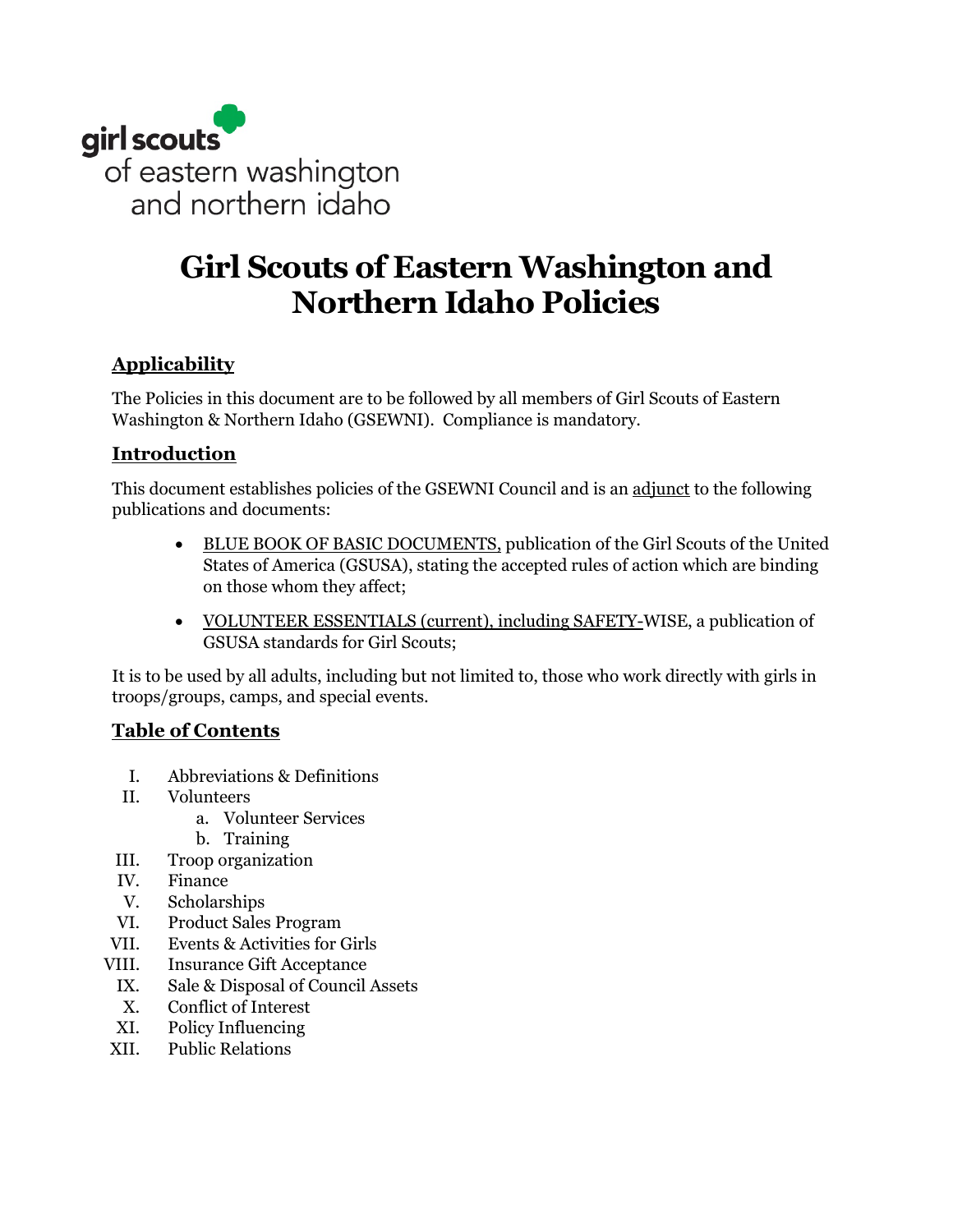girl scouts
of eastern washington
and northern idaho

# Girl Scouts of Eastern Washington and Northern Idaho Policies

## Applicability

The Policies in this document are to be followed by all members of Girl Scouts of Eastern Washington & Northern Idaho (GSEWNI). Compliance is mandatory.

## Introduction

This document establishes policies of the GSEWNI Council and is an adjunct to the following publications and documents:

- BLUE BOOK OF BASIC DOCUMENTS, publication of the Girl Scouts of the United States of America (GSUSA), stating the accepted rules of action which are binding on those whom they affect;
- VOLUNTEER ESSENTIALS (current), including SAFETY-WISE, a publication of GSUSA standards for Girl Scouts;

It is to be used by all adults, including but not limited to, those who work directly with girls in troops/groups, camps, and special events.

## Table of Contents

I. Abbreviations & Definitions
II. Volunteers
  a. Volunteer Services
  b. Training
III. Troop organization
IV. Finance
V. Scholarships
VI. Product Sales Program
VII. Events & Activities for Girls
VIII. Insurance Gift Acceptance
IX. Sale & Disposal of Council Assets
X. Conflict of Interest
XI. Policy Influencing
XII. Public Relations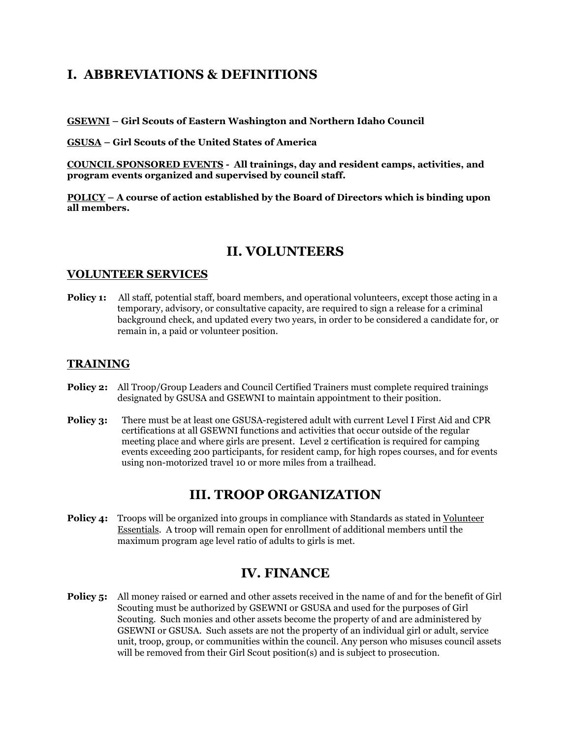## I. ABBREVIATIONS & DEFINITIONS

**GSEWNI – Girl Scouts of Eastern Washington and Northern Idaho Council**

**GSUSA – Girl Scouts of the United States of America**

**COUNCIL SPONSORED EVENTS - All trainings, day and resident camps, activities, and program events organized and supervised by council staff.**

**POLICY – A course of action established by the Board of Directors which is binding upon all members.**

## II. VOLUNTEERS

### VOLUNTEER SERVICES

**Policy 1:** All staff, potential staff, board members, and operational volunteers, except those acting in a temporary, advisory, or consultative capacity, are required to sign a release for a criminal background check, and updated every two years, in order to be considered a candidate for, or remain in, a paid or volunteer position.

### TRAINING

**Policy 2:** All Troop/Group Leaders and Council Certified Trainers must complete required trainings designated by GSUSA and GSEWNI to maintain appointment to their position.

**Policy 3:** There must be at least one GSUSA-registered adult with current Level I First Aid and CPR certifications at all GSEWNI functions and activities that occur outside of the regular meeting place and where girls are present. Level 2 certification is required for camping events exceeding 200 participants, for resident camp, for high ropes courses, and for events using non-motorized travel 10 or more miles from a trailhead.

## III. TROOP ORGANIZATION

**Policy 4:** Troops will be organized into groups in compliance with Standards as stated in Volunteer Essentials. A troop will remain open for enrollment of additional members until the maximum program age level ratio of adults to girls is met.

## IV. FINANCE

**Policy 5:** All money raised or earned and other assets received in the name of and for the benefit of Girl Scouting must be authorized by GSEWNI or GSUSA and used for the purposes of Girl Scouting. Such monies and other assets become the property of and are administered by GSEWNI or GSUSA. Such assets are not the property of an individual girl or adult, service unit, troop, group, or communities within the council. Any person who misuses council assets will be removed from their Girl Scout position(s) and is subject to prosecution.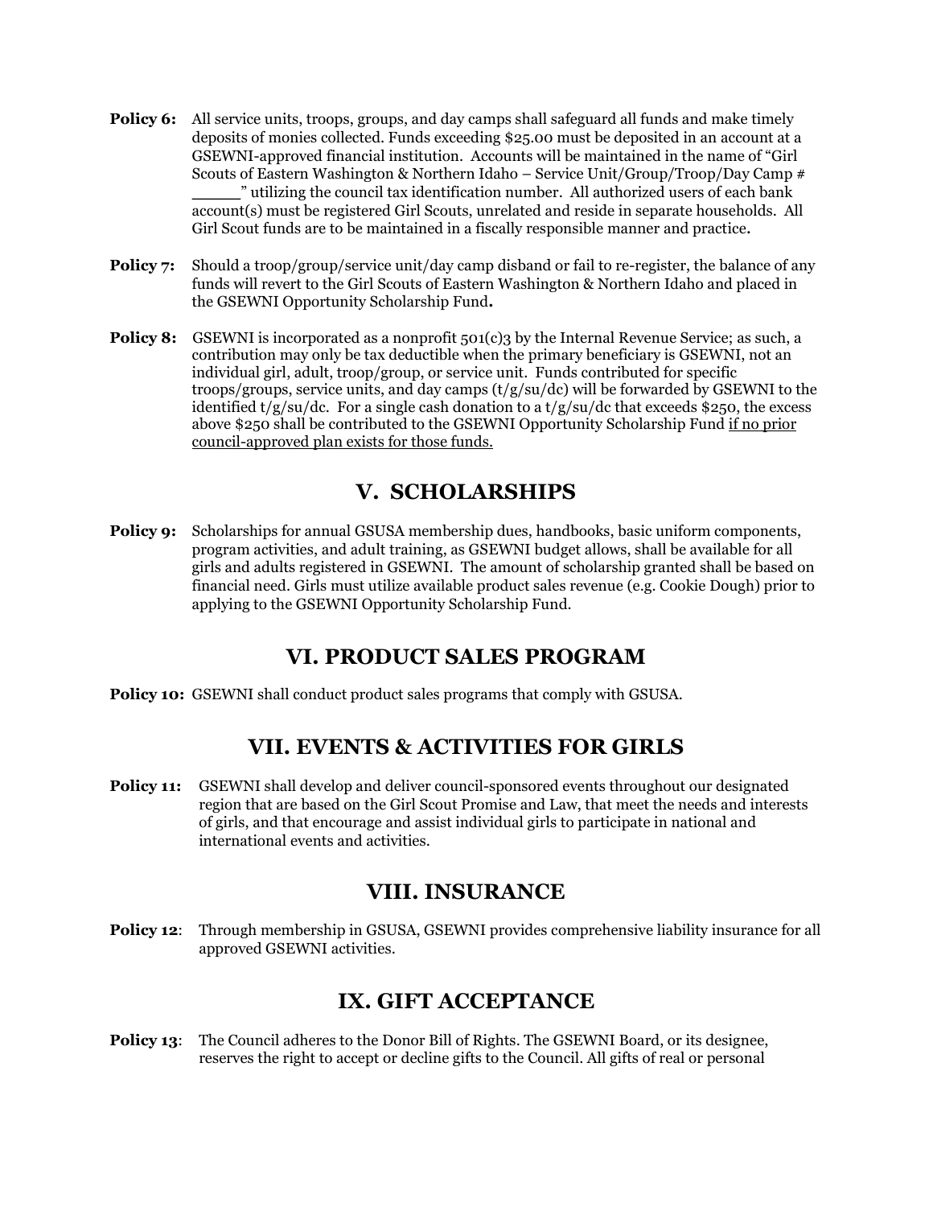**Policy 6:** All service units, troops, groups, and day camps shall safeguard all funds and make timely deposits of monies collected. Funds exceeding $25.00 must be deposited in an account at a GSEWNI-approved financial institution. Accounts will be maintained in the name of "Girl Scouts of Eastern Washington & Northern Idaho – Service Unit/Group/Troop/Day Camp # _____" utilizing the council tax identification number. All authorized users of each bank account(s) must be registered Girl Scouts, unrelated and reside in separate households. All Girl Scout funds are to be maintained in a fiscally responsible manner and practice**.**

**Policy 7:** Should a troop/group/service unit/day camp disband or fail to re-register, the balance of any funds will revert to the Girl Scouts of Eastern Washington & Northern Idaho and placed in the GSEWNI Opportunity Scholarship Fund**.**

**Policy 8:** GSEWNI is incorporated as a nonprofit 501(c)3 by the Internal Revenue Service; as such, a contribution may only be tax deductible when the primary beneficiary is GSEWNI, not an individual girl, adult, troop/group, or service unit. Funds contributed for specific troops/groups, service units, and day camps (t/g/su/dc) will be forwarded by GSEWNI to the identified t/g/su/dc. For a single cash donation to a t/g/su/dc that exceeds $250, the excess above $250 shall be contributed to the GSEWNI Opportunity Scholarship Fund <u>if no prior council-approved plan exists for those funds.</u>

## V. SCHOLARSHIPS

**Policy 9:** Scholarships for annual GSUSA membership dues, handbooks, basic uniform components, program activities, and adult training, as GSEWNI budget allows, shall be available for all girls and adults registered in GSEWNI. The amount of scholarship granted shall be based on financial need. Girls must utilize available product sales revenue (e.g. Cookie Dough) prior to applying to the GSEWNI Opportunity Scholarship Fund.

## VI. PRODUCT SALES PROGRAM

**Policy 10:** GSEWNI shall conduct product sales programs that comply with GSUSA.

## VII. EVENTS & ACTIVITIES FOR GIRLS

**Policy 11:** GSEWNI shall develop and deliver council-sponsored events throughout our designated region that are based on the Girl Scout Promise and Law, that meet the needs and interests of girls, and that encourage and assist individual girls to participate in national and international events and activities.

## VIII. INSURANCE

**Policy 12**: Through membership in GSUSA, GSEWNI provides comprehensive liability insurance for all approved GSEWNI activities.

## IX. GIFT ACCEPTANCE

**Policy 13**: The Council adheres to the Donor Bill of Rights. The GSEWNI Board, or its designee, reserves the right to accept or decline gifts to the Council. All gifts of real or personal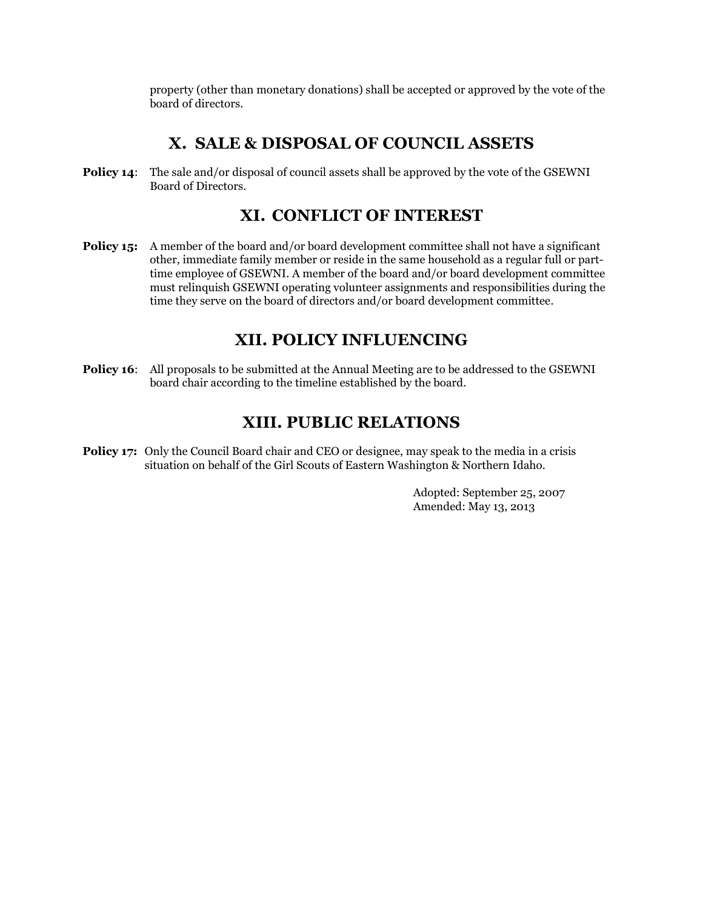property (other than monetary donations) shall be accepted or approved by the vote of the board of directors.

## X. SALE & DISPOSAL OF COUNCIL ASSETS

**Policy 14**: The sale and/or disposal of council assets shall be approved by the vote of the GSEWNI Board of Directors.

## XI. CONFLICT OF INTEREST

**Policy 15:** A member of the board and/or board development committee shall not have a significant other, immediate family member or reside in the same household as a regular full or part-time employee of GSEWNI. A member of the board and/or board development committee must relinquish GSEWNI operating volunteer assignments and responsibilities during the time they serve on the board of directors and/or board development committee.

## XII. POLICY INFLUENCING

**Policy 16**: All proposals to be submitted at the Annual Meeting are to be addressed to the GSEWNI board chair according to the timeline established by the board.

## XIII. PUBLIC RELATIONS

**Policy 17:** Only the Council Board chair and CEO or designee, may speak to the media in a crisis situation on behalf of the Girl Scouts of Eastern Washington & Northern Idaho.

Adopted: September 25, 2007
Amended: May 13, 2013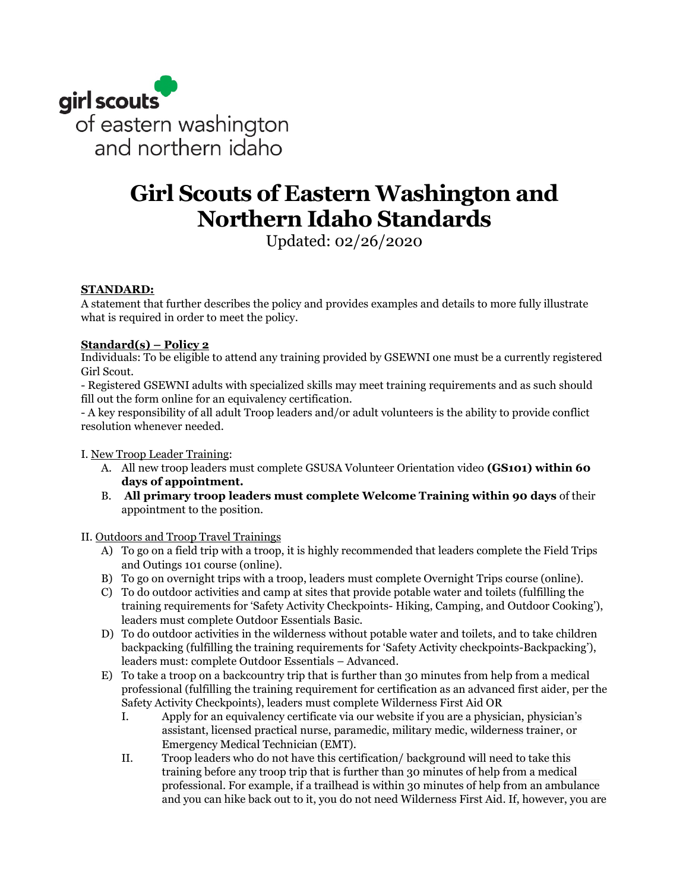girl scouts of eastern washington and northern idaho

# Girl Scouts of Eastern Washington and Northern Idaho Standards

Updated: 02/26/2020

**STANDARD:**

A statement that further describes the policy and provides examples and details to more fully illustrate what is required in order to meet the policy.

**Standard(s) – Policy 2**

Individuals: To be eligible to attend any training provided by GSEWNI one must be a currently registered Girl Scout.

- Registered GSEWNI adults with specialized skills may meet training requirements and as such should fill out the form online for an equivalency certification.
- A key responsibility of all adult Troop leaders and/or adult volunteers is the ability to provide conflict resolution whenever needed.

I. New Troop Leader Training:

A. All new troop leaders must complete GSUSA Volunteer Orientation video **(GS101) within 60 days of appointment.**

B. **All primary troop leaders must complete Welcome Training within 90 days** of their appointment to the position.

II. Outdoors and Troop Travel Trainings

A) To go on a field trip with a troop, it is highly recommended that leaders complete the Field Trips and Outings 101 course (online).

B) To go on overnight trips with a troop, leaders must complete Overnight Trips course (online).

C) To do outdoor activities and camp at sites that provide potable water and toilets (fulfilling the training requirements for 'Safety Activity Checkpoints- Hiking, Camping, and Outdoor Cooking'), leaders must complete Outdoor Essentials Basic.

D) To do outdoor activities in the wilderness without potable water and toilets, and to take children backpacking (fulfilling the training requirements for 'Safety Activity checkpoints-Backpacking'), leaders must: complete Outdoor Essentials – Advanced.

E) To take a troop on a backcountry trip that is further than 30 minutes from help from a medical professional (fulfilling the training requirement for certification as an advanced first aider, per the Safety Activity Checkpoints), leaders must complete Wilderness First Aid OR

I. Apply for an equivalency certificate via our website if you are a physician, physician's assistant, licensed practical nurse, paramedic, military medic, wilderness trainer, or Emergency Medical Technician (EMT).

II. Troop leaders who do not have this certification/ background will need to take this training before any troop trip that is further than 30 minutes of help from a medical professional. For example, if a trailhead is within 30 minutes of help from an ambulance and you can hike back out to it, you do not need Wilderness First Aid. If, however, you are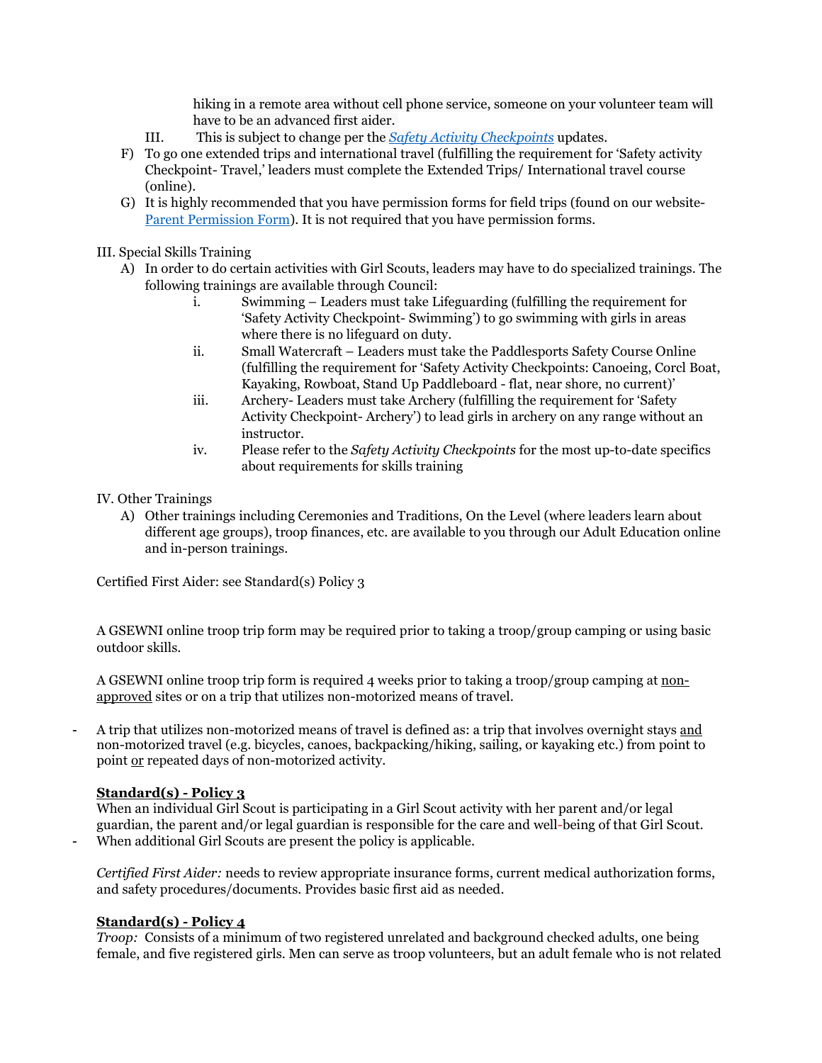hiking in a remote area without cell phone service, someone on your volunteer team will have to be an advanced first aider.

III. This is subject to change per the *[Safety Activity Checkpoints]()* updates.

F) To go one extended trips and international travel (fulfilling the requirement for 'Safety activity Checkpoint- Travel,' leaders must complete the Extended Trips/ International travel course (online).

G) It is highly recommended that you have permission forms for field trips (found on our website- [Parent Permission Form]()). It is not required that you have permission forms.

III. Special Skills Training

A) In order to do certain activities with Girl Scouts, leaders may have to do specialized trainings. The following trainings are available through Council:

i. Swimming – Leaders must take Lifeguarding (fulfilling the requirement for 'Safety Activity Checkpoint- Swimming') to go swimming with girls in areas where there is no lifeguard on duty.

ii. Small Watercraft – Leaders must take the Paddlesports Safety Course Online (fulfilling the requirement for 'Safety Activity Checkpoints: Canoeing, Corcl Boat, Kayaking, Rowboat, Stand Up Paddleboard - flat, near shore, no current)'

iii. Archery- Leaders must take Archery (fulfilling the requirement for 'Safety Activity Checkpoint- Archery') to lead girls in archery on any range without an instructor.

iv. Please refer to the *Safety Activity Checkpoints* for the most up-to-date specifics about requirements for skills training

IV. Other Trainings

A) Other trainings including Ceremonies and Traditions, On the Level (where leaders learn about different age groups), troop finances, etc. are available to you through our Adult Education online and in-person trainings.

Certified First Aider: see Standard(s) Policy 3

A GSEWNI online troop trip form may be required prior to taking a troop/group camping or using basic outdoor skills.

A GSEWNI online troop trip form is required 4 weeks prior to taking a troop/group camping at <u>non-approved</u> sites or on a trip that utilizes non-motorized means of travel.

- A trip that utilizes non-motorized means of travel is defined as: a trip that involves overnight stays <u>and</u> non-motorized travel (e.g. bicycles, canoes, backpacking/hiking, sailing, or kayaking etc.) from point to point <u>or</u> repeated days of non-motorized activity.

**<u>Standard(s) - Policy 3</u>**

When an individual Girl Scout is participating in a Girl Scout activity with her parent and/or legal guardian, the parent and/or legal guardian is responsible for the care and well-being of that Girl Scout.

- When additional Girl Scouts are present the policy is applicable.

*Certified First Aider:* needs to review appropriate insurance forms, current medical authorization forms, and safety procedures/documents. Provides basic first aid as needed.

**<u>Standard(s) - Policy 4</u>**

*Troop:* Consists of a minimum of two registered unrelated and background checked adults, one being female, and five registered girls. Men can serve as troop volunteers, but an adult female who is not related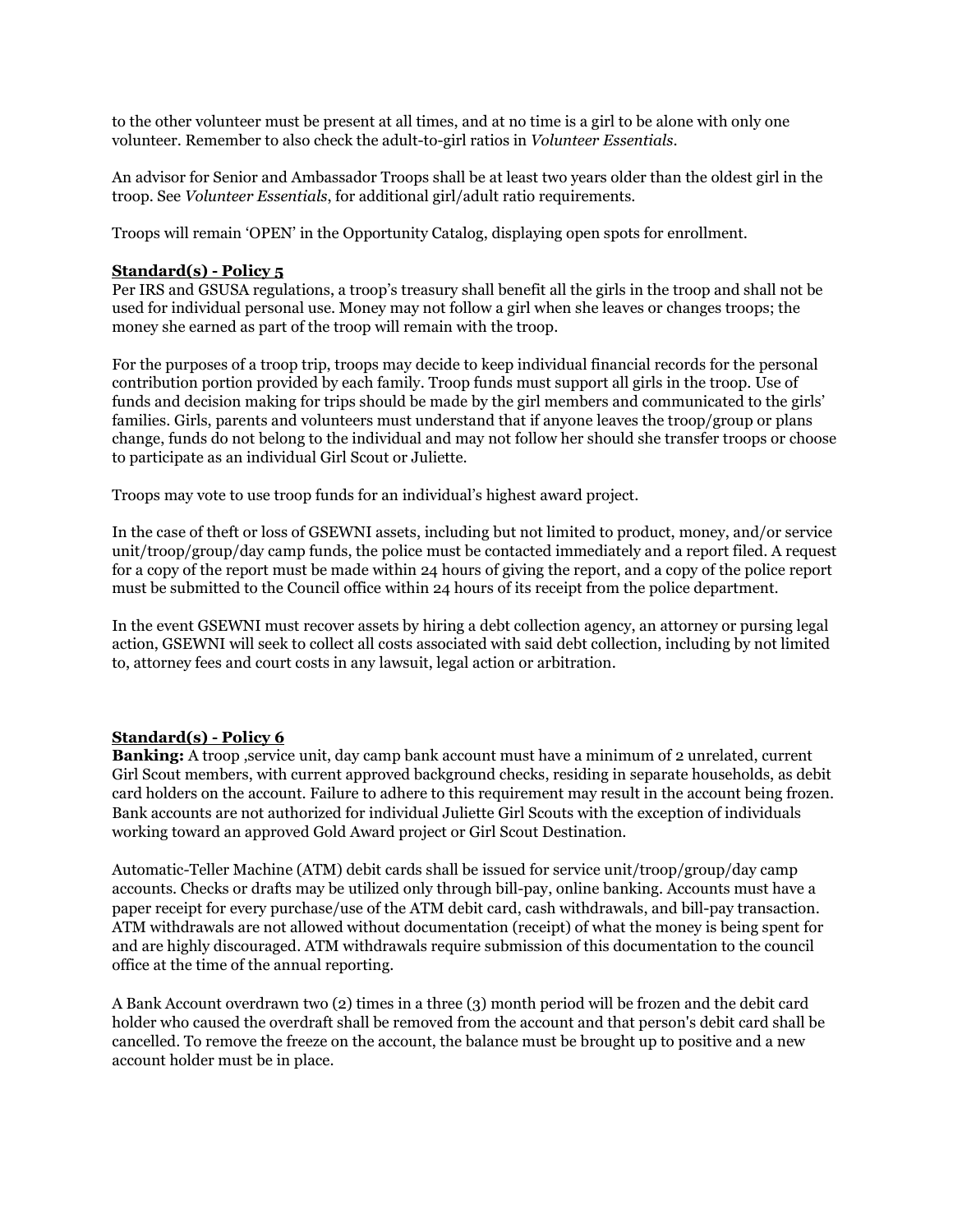to the other volunteer must be present at all times, and at no time is a girl to be alone with only one volunteer. Remember to also check the adult-to-girl ratios in *Volunteer Essentials*.

An advisor for Senior and Ambassador Troops shall be at least two years older than the oldest girl in the troop. See *Volunteer Essentials*, for additional girl/adult ratio requirements.

Troops will remain 'OPEN' in the Opportunity Catalog, displaying open spots for enrollment.

**Standard(s) - Policy 5**

Per IRS and GSUSA regulations, a troop's treasury shall benefit all the girls in the troop and shall not be used for individual personal use. Money may not follow a girl when she leaves or changes troops; the money she earned as part of the troop will remain with the troop.

For the purposes of a troop trip, troops may decide to keep individual financial records for the personal contribution portion provided by each family. Troop funds must support all girls in the troop. Use of funds and decision making for trips should be made by the girl members and communicated to the girls' families. Girls, parents and volunteers must understand that if anyone leaves the troop/group or plans change, funds do not belong to the individual and may not follow her should she transfer troops or choose to participate as an individual Girl Scout or Juliette.

Troops may vote to use troop funds for an individual's highest award project.

In the case of theft or loss of GSEWNI assets, including but not limited to product, money, and/or service unit/troop/group/day camp funds, the police must be contacted immediately and a report filed. A request for a copy of the report must be made within 24 hours of giving the report, and a copy of the police report must be submitted to the Council office within 24 hours of its receipt from the police department.

In the event GSEWNI must recover assets by hiring a debt collection agency, an attorney or pursing legal action, GSEWNI will seek to collect all costs associated with said debt collection, including by not limited to, attorney fees and court costs in any lawsuit, legal action or arbitration.

**Standard(s) - Policy 6**

**Banking:** A troop ,service unit, day camp bank account must have a minimum of 2 unrelated, current Girl Scout members, with current approved background checks, residing in separate households, as debit card holders on the account. Failure to adhere to this requirement may result in the account being frozen. Bank accounts are not authorized for individual Juliette Girl Scouts with the exception of individuals working toward an approved Gold Award project or Girl Scout Destination.

Automatic-Teller Machine (ATM) debit cards shall be issued for service unit/troop/group/day camp accounts. Checks or drafts may be utilized only through bill-pay, online banking. Accounts must have a paper receipt for every purchase/use of the ATM debit card, cash withdrawals, and bill-pay transaction. ATM withdrawals are not allowed without documentation (receipt) of what the money is being spent for and are highly discouraged. ATM withdrawals require submission of this documentation to the council office at the time of the annual reporting.

A Bank Account overdrawn two (2) times in a three (3) month period will be frozen and the debit card holder who caused the overdraft shall be removed from the account and that person's debit card shall be cancelled. To remove the freeze on the account, the balance must be brought up to positive and a new account holder must be in place.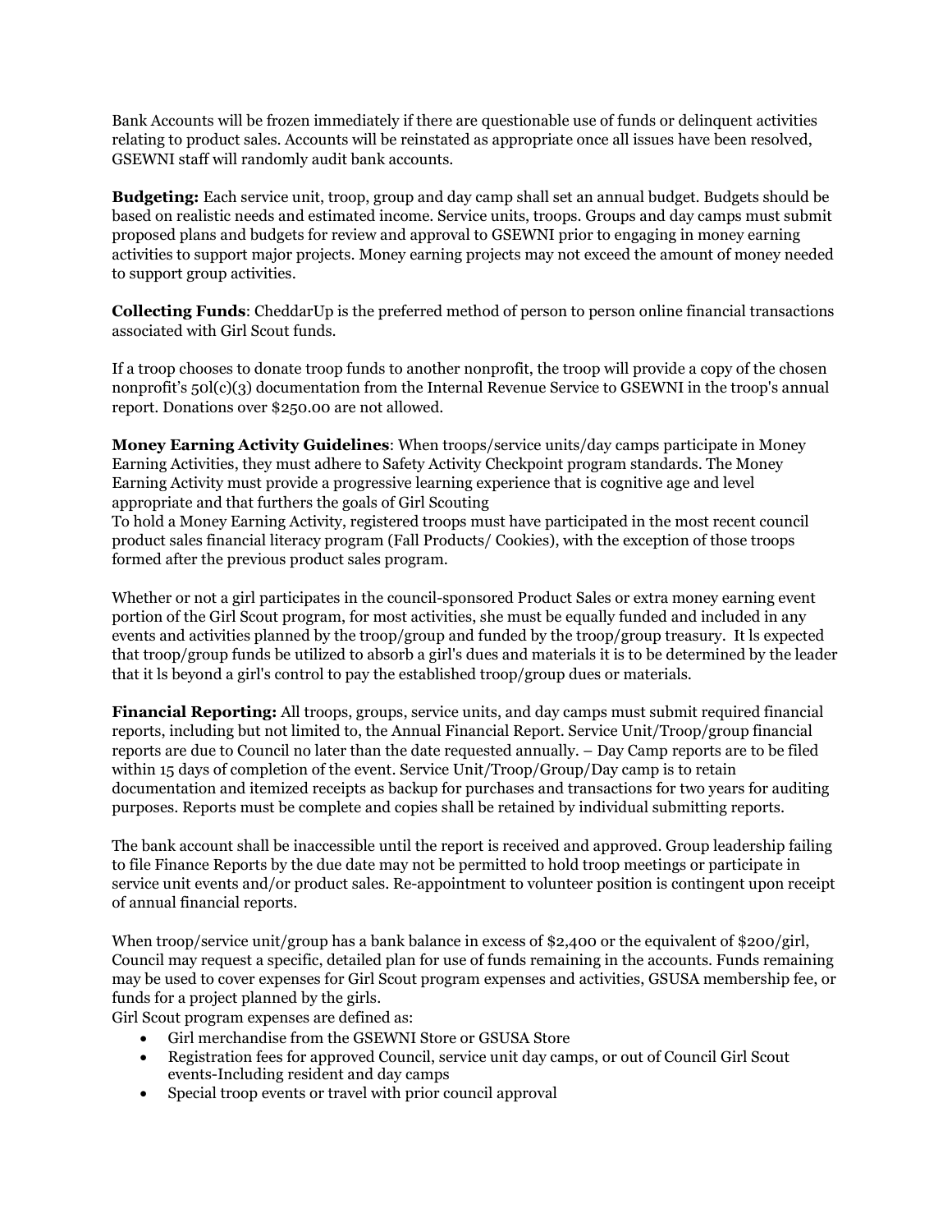Bank Accounts will be frozen immediately if there are questionable use of funds or delinquent activities relating to product sales. Accounts will be reinstated as appropriate once all issues have been resolved, GSEWNI staff will randomly audit bank accounts.

**Budgeting:** Each service unit, troop, group and day camp shall set an annual budget. Budgets should be based on realistic needs and estimated income. Service units, troops. Groups and day camps must submit proposed plans and budgets for review and approval to GSEWNI prior to engaging in money earning activities to support major projects. Money earning projects may not exceed the amount of money needed to support group activities.

**Collecting Funds**: CheddarUp is the preferred method of person to person online financial transactions associated with Girl Scout funds.

If a troop chooses to donate troop funds to another nonprofit, the troop will provide a copy of the chosen nonprofit's 50l(c)(3) documentation from the Internal Revenue Service to GSEWNI in the troop's annual report. Donations over $250.00 are not allowed.

**Money Earning Activity Guidelines**: When troops/service units/day camps participate in Money Earning Activities, they must adhere to Safety Activity Checkpoint program standards. The Money Earning Activity must provide a progressive learning experience that is cognitive age and level appropriate and that furthers the goals of Girl Scouting
To hold a Money Earning Activity, registered troops must have participated in the most recent council product sales financial literacy program (Fall Products/ Cookies), with the exception of those troops formed after the previous product sales program.

Whether or not a girl participates in the council-sponsored Product Sales or extra money earning event portion of the Girl Scout program, for most activities, she must be equally funded and included in any events and activities planned by the troop/group and funded by the troop/group treasury. It ls expected that troop/group funds be utilized to absorb a girl's dues and materials it is to be determined by the leader that it ls beyond a girl's control to pay the established troop/group dues or materials.

**Financial Reporting:** All troops, groups, service units, and day camps must submit required financial reports, including but not limited to, the Annual Financial Report. Service Unit/Troop/group financial reports are due to Council no later than the date requested annually. – Day Camp reports are to be filed within 15 days of completion of the event. Service Unit/Troop/Group/Day camp is to retain documentation and itemized receipts as backup for purchases and transactions for two years for auditing purposes. Reports must be complete and copies shall be retained by individual submitting reports.

The bank account shall be inaccessible until the report is received and approved. Group leadership failing to file Finance Reports by the due date may not be permitted to hold troop meetings or participate in service unit events and/or product sales. Re-appointment to volunteer position is contingent upon receipt of annual financial reports.

When troop/service unit/group has a bank balance in excess of $2,400 or the equivalent of $200/girl, Council may request a specific, detailed plan for use of funds remaining in the accounts. Funds remaining may be used to cover expenses for Girl Scout program expenses and activities, GSUSA membership fee, or funds for a project planned by the girls.
Girl Scout program expenses are defined as:

- Girl merchandise from the GSEWNI Store or GSUSA Store
- Registration fees for approved Council, service unit day camps, or out of Council Girl Scout events-Including resident and day camps
- Special troop events or travel with prior council approval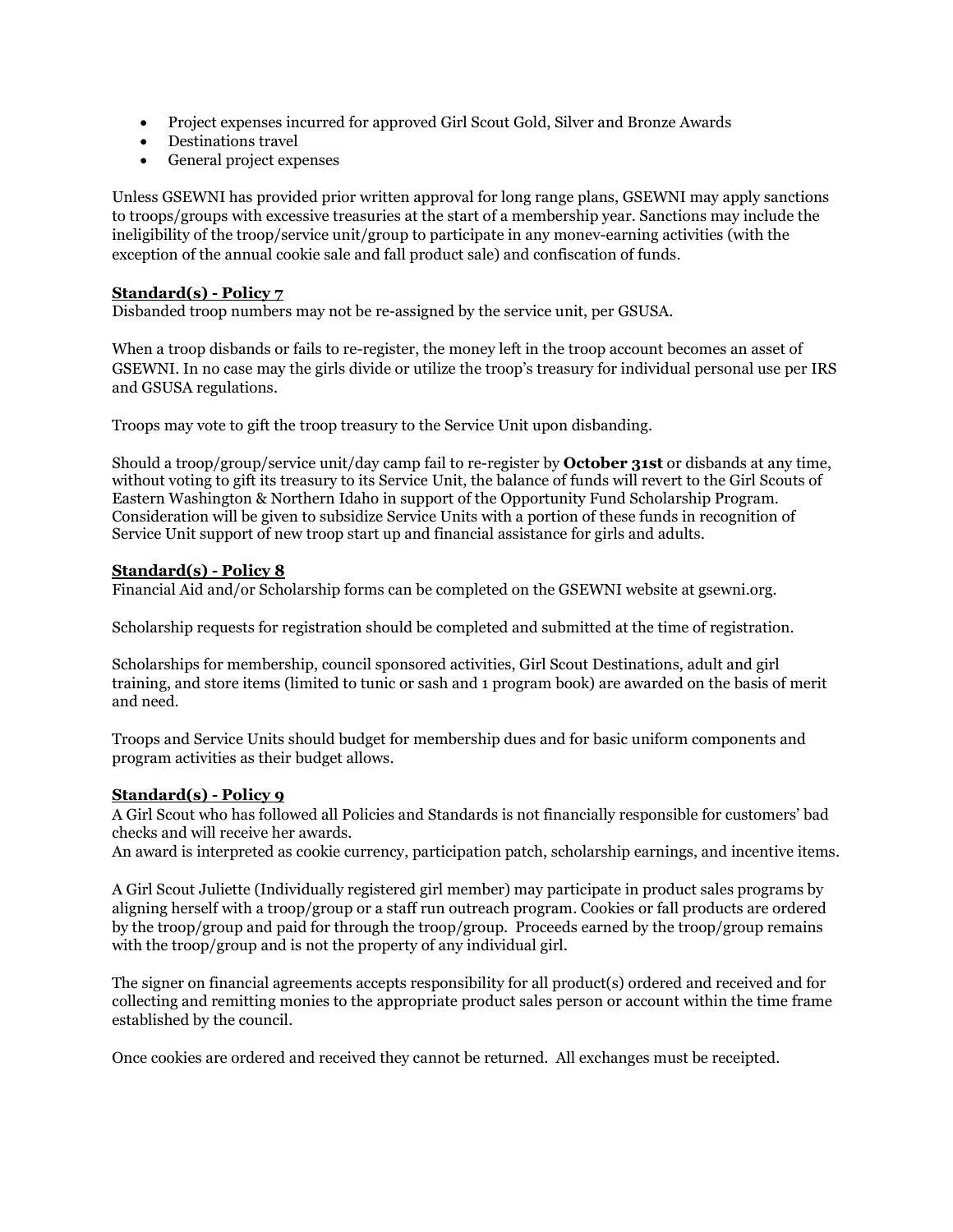- Project expenses incurred for approved Girl Scout Gold, Silver and Bronze Awards
- Destinations travel
- General project expenses

Unless GSEWNI has provided prior written approval for long range plans, GSEWNI may apply sanctions to troops/groups with excessive treasuries at the start of a membership year. Sanctions may include the ineligibility of the troop/service unit/group to participate in any monev-earning activities (with the exception of the annual cookie sale and fall product sale) and confiscation of funds.

**Standard(s) - Policy 7**

Disbanded troop numbers may not be re-assigned by the service unit, per GSUSA.

When a troop disbands or fails to re-register, the money left in the troop account becomes an asset of GSEWNI. In no case may the girls divide or utilize the troop's treasury for individual personal use per IRS and GSUSA regulations.

Troops may vote to gift the troop treasury to the Service Unit upon disbanding.

Should a troop/group/service unit/day camp fail to re-register by **October 31st** or disbands at any time, without voting to gift its treasury to its Service Unit, the balance of funds will revert to the Girl Scouts of Eastern Washington & Northern Idaho in support of the Opportunity Fund Scholarship Program. Consideration will be given to subsidize Service Units with a portion of these funds in recognition of Service Unit support of new troop start up and financial assistance for girls and adults.

**Standard(s) - Policy 8**

Financial Aid and/or Scholarship forms can be completed on the GSEWNI website at gsewni.org.

Scholarship requests for registration should be completed and submitted at the time of registration.

Scholarships for membership, council sponsored activities, Girl Scout Destinations, adult and girl training, and store items (limited to tunic or sash and 1 program book) are awarded on the basis of merit and need.

Troops and Service Units should budget for membership dues and for basic uniform components and program activities as their budget allows.

**Standard(s) - Policy 9**

A Girl Scout who has followed all Policies and Standards is not financially responsible for customers' bad checks and will receive her awards.
An award is interpreted as cookie currency, participation patch, scholarship earnings, and incentive items.

A Girl Scout Juliette (Individually registered girl member) may participate in product sales programs by aligning herself with a troop/group or a staff run outreach program. Cookies or fall products are ordered by the troop/group and paid for through the troop/group. Proceeds earned by the troop/group remains with the troop/group and is not the property of any individual girl.

The signer on financial agreements accepts responsibility for all product(s) ordered and received and for collecting and remitting monies to the appropriate product sales person or account within the time frame established by the council.

Once cookies are ordered and received they cannot be returned. All exchanges must be receipted.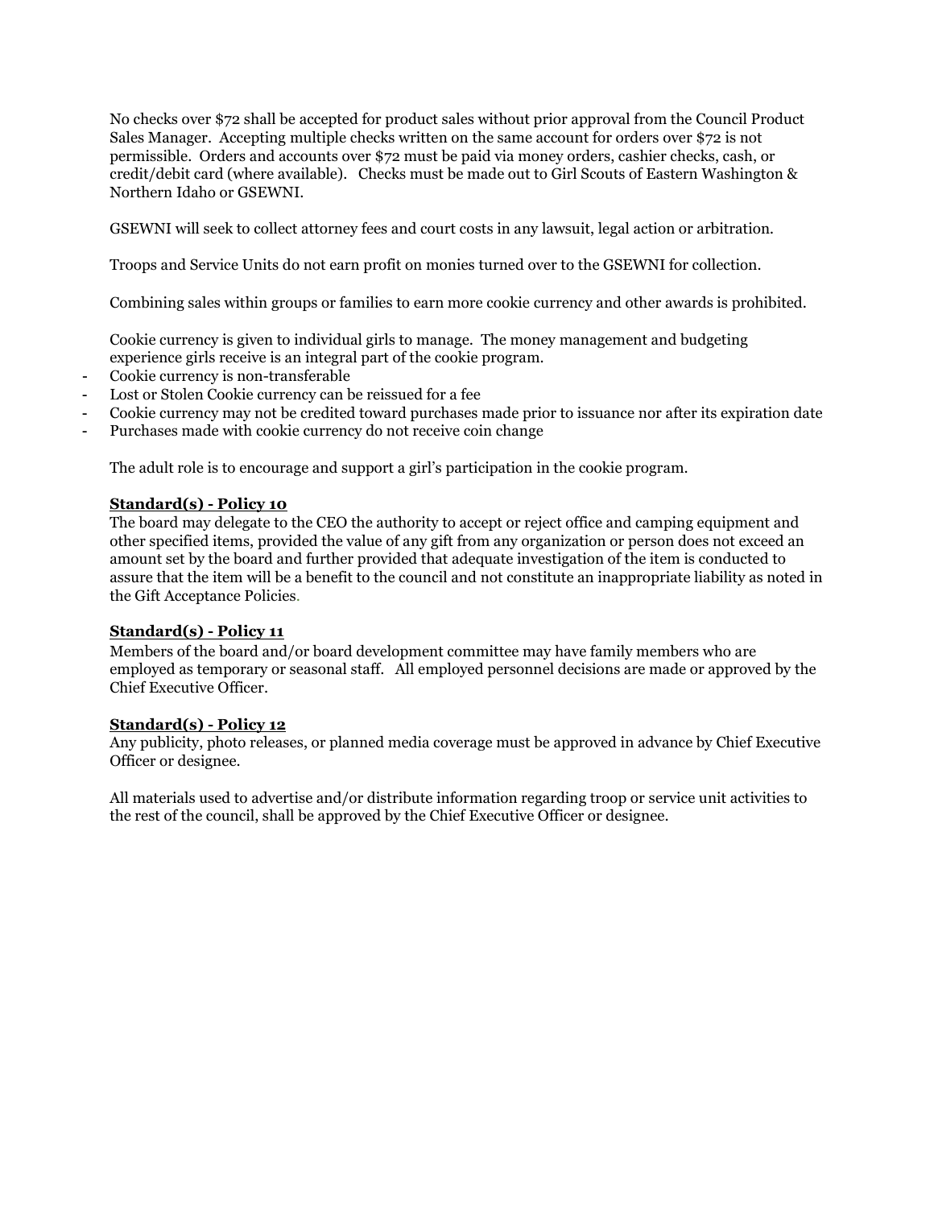No checks over $72 shall be accepted for product sales without prior approval from the Council Product Sales Manager. Accepting multiple checks written on the same account for orders over $72 is not permissible. Orders and accounts over $72 must be paid via money orders, cashier checks, cash, or credit/debit card (where available). Checks must be made out to Girl Scouts of Eastern Washington & Northern Idaho or GSEWNI.

GSEWNI will seek to collect attorney fees and court costs in any lawsuit, legal action or arbitration.

Troops and Service Units do not earn profit on monies turned over to the GSEWNI for collection.

Combining sales within groups or families to earn more cookie currency and other awards is prohibited.

Cookie currency is given to individual girls to manage. The money management and budgeting experience girls receive is an integral part of the cookie program.

- Cookie currency is non-transferable
- Lost or Stolen Cookie currency can be reissued for a fee
- Cookie currency may not be credited toward purchases made prior to issuance nor after its expiration date
- Purchases made with cookie currency do not receive coin change

The adult role is to encourage and support a girl's participation in the cookie program.

**Standard(s) - Policy 10**

The board may delegate to the CEO the authority to accept or reject office and camping equipment and other specified items, provided the value of any gift from any organization or person does not exceed an amount set by the board and further provided that adequate investigation of the item is conducted to assure that the item will be a benefit to the council and not constitute an inappropriate liability as noted in the Gift Acceptance Policies.

**Standard(s) - Policy 11**

Members of the board and/or board development committee may have family members who are employed as temporary or seasonal staff. All employed personnel decisions are made or approved by the Chief Executive Officer.

**Standard(s) - Policy 12**

Any publicity, photo releases, or planned media coverage must be approved in advance by Chief Executive Officer or designee.

All materials used to advertise and/or distribute information regarding troop or service unit activities to the rest of the council, shall be approved by the Chief Executive Officer or designee.